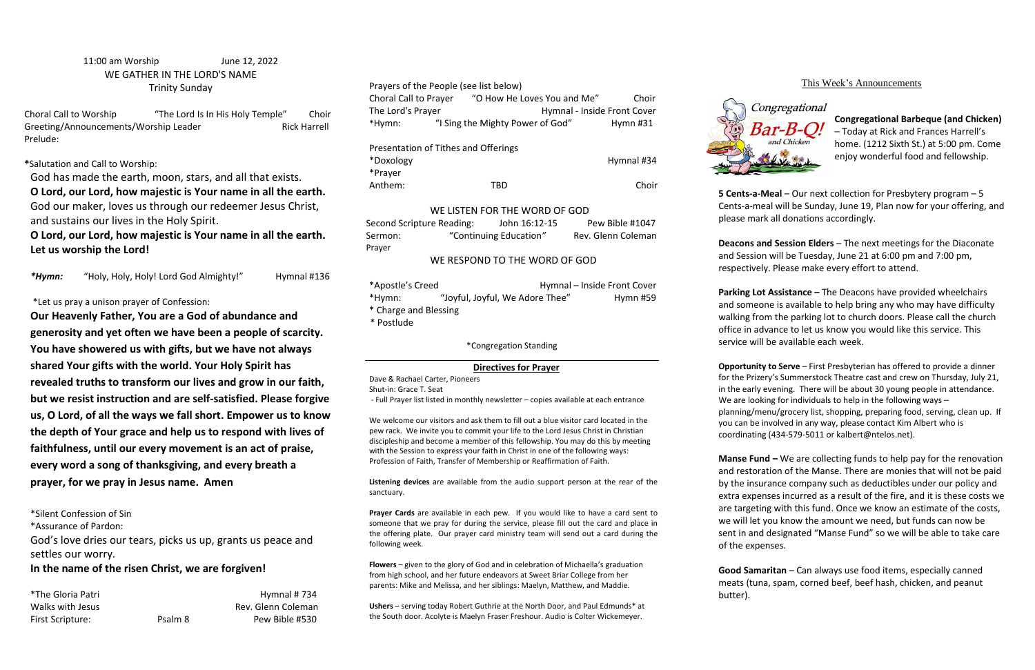11:00 am Worship June 12, 2022

## WE GATHER IN THE LORD'S NAME

Trinity Sunday

Choral Call to Worship "The Lord Is In His Holy Temple" Choir
Greeting/Announcements/Worship Leader Rick Harrell
Prelude:

*Salutation and Call to Worship:

God has made the earth, moon, stars, and all that exists.
**O Lord, our Lord, how majestic is Your name in all the earth.**
God our maker, loves us through our redeemer Jesus Christ, and sustains our lives in the Holy Spirit.
**O Lord, our Lord, how majestic is Your name in all the earth. Let us worship the Lord!**

***Hymn:*** "Holy, Holy, Holy! Lord God Almighty!" Hymnal #136

*Let us pray a unison prayer of Confession:

**Our Heavenly Father, You are a God of abundance and generosity and yet often we have been a people of scarcity. You have showered us with gifts, but we have not always shared Your gifts with the world. Your Holy Spirit has revealed truths to transform our lives and grow in our faith, but we resist instruction and are self-satisfied. Please forgive us, O Lord, of all the ways we fall short. Empower us to know the depth of Your grace and help us to respond with lives of faithfulness, until our every movement is an act of praise, every word a song of thanksgiving, and every breath a prayer, for we pray in Jesus name. Amen**

*Silent Confession of Sin
*Assurance of Pardon:

God's love dries our tears, picks us up, grants us peace and settles our worry.
**In the name of the risen Christ, we are forgiven!**

*The Gloria Patri Hymnal # 734
Walks with Jesus Rev. Glenn Coleman
First Scripture: Psalm 8 Pew Bible #530

Prayers of the People (see list below)
Choral Call to Prayer "O How He Loves You and Me" Choir
The Lord's Prayer Hymnal - Inside Front Cover
*Hymn: "I Sing the Mighty Power of God" Hymn #31

Presentation of Tithes and Offerings
*Doxology Hymnal #34
*Prayer
Anthem: TBD Choir

## WE LISTEN FOR THE WORD OF GOD

Second Scripture Reading: John 16:12-15 Pew Bible #1047
Sermon: "Continuing Education" Rev. Glenn Coleman
Prayer

## WE RESPOND TO THE WORD OF GOD

*Apostle's Creed Hymnal – Inside Front Cover
*Hymn: "Joyful, Joyful, We Adore Thee" Hymn #59
* Charge and Blessing
* Postlude

*Congregation Standing

### Directives for Prayer

Dave & Rachael Carter, Pioneers
Shut-in: Grace T. Seat
- Full Prayer list listed in monthly newsletter – copies available at each entrance

We welcome our visitors and ask them to fill out a blue visitor card located in the pew rack. We invite you to commit your life to the Lord Jesus Christ in Christian discipleship and become a member of this fellowship. You may do this by meeting with the Session to express your faith in Christ in one of the following ways: Profession of Faith, Transfer of Membership or Reaffirmation of Faith.

**Listening devices** are available from the audio support person at the rear of the sanctuary.

**Prayer Cards** are available in each pew. If you would like to have a card sent to someone that we pray for during the service, please fill out the card and place in the offering plate. Our prayer card ministry team will send out a card during the following week.

**Flowers** – given to the glory of God and in celebration of Michaella's graduation from high school, and her future endeavors at Sweet Briar College from her parents: Mike and Melissa, and her siblings: Maelyn, Matthew, and Maddie.

**Ushers** – serving today Robert Guthrie at the North Door, and Paul Edmunds* at the South door. Acolyte is Maelyn Fraser Freshour. Audio is Colter Wickemeyer.

## This Week's Announcements

**Congregational Barbeque (and Chicken)** – Today at Rick and Frances Harrell's home. (1212 Sixth St.) at 5:00 pm. Come enjoy wonderful food and fellowship.

**5 Cents-a-Meal** – Our next collection for Presbytery program – 5 Cents-a-meal will be Sunday, June 19, Plan now for your offering, and please mark all donations accordingly.

**Deacons and Session Elders** – The next meetings for the Diaconate and Session will be Tuesday, June 21 at 6:00 pm and 7:00 pm, respectively. Please make every effort to attend.

**Parking Lot Assistance –** The Deacons have provided wheelchairs and someone is available to help bring any who may have difficulty walking from the parking lot to church doors. Please call the church office in advance to let us know you would like this service. This service will be available each week.

**Opportunity to Serve** – First Presbyterian has offered to provide a dinner for the Prizery's Summerstock Theatre cast and crew on Thursday, July 21, in the early evening. There will be about 30 young people in attendance. We are looking for individuals to help in the following ways – planning/menu/grocery list, shopping, preparing food, serving, clean up. If you can be involved in any way, please contact Kim Albert who is coordinating (434-579-5011 or kalbert@ntelos.net).

**Manse Fund –** We are collecting funds to help pay for the renovation and restoration of the Manse. There are monies that will not be paid by the insurance company such as deductibles under our policy and extra expenses incurred as a result of the fire, and it is these costs we are targeting with this fund. Once we know an estimate of the costs, we will let you know the amount we need, but funds can now be sent in and designated "Manse Fund" so we will be able to take care of the expenses.

**Good Samaritan** – Can always use food items, especially canned meats (tuna, spam, corned beef, beef hash, chicken, and peanut butter).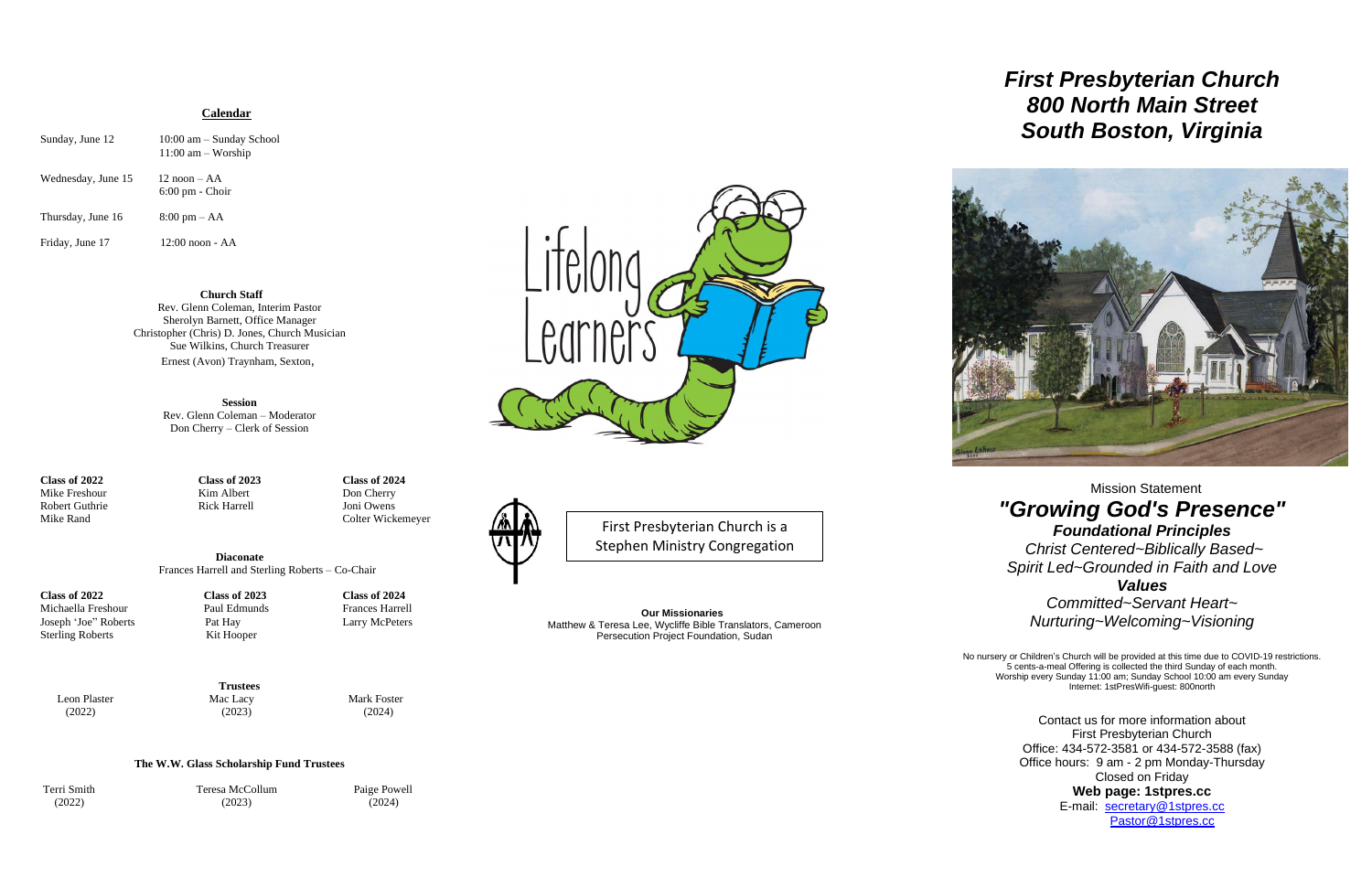## Calendar

| | |
|---|---|
| Sunday, June 12 | 10:00 am – Sunday School<br>11:00 am – Worship |
| Wednesday, June 15 | 12 noon – AA<br>6:00 pm - Choir |
| Thursday, June 16 | 8:00 pm – AA |
| Friday, June 17 | 12:00 noon - AA |

**Church Staff**

Rev. Glenn Coleman, Interim Pastor
Sherolyn Barnett, Office Manager
Christopher (Chris) D. Jones, Church Musician
Sue Wilkins, Church Treasurer
Ernest (Avon) Traynham, Sexton,

**Session**

Rev. Glenn Coleman – Moderator
Don Cherry – Clerk of Session

| **Class of 2022** | **Class of 2023** | **Class of 2024** |
|---|---|---|
| Mike Freshour | Kim Albert | Don Cherry |
| Robert Guthrie | Rick Harrell | Joni Owens |
| Mike Rand | | Colter Wickemeyer |

**Diaconate**

Frances Harrell and Sterling Roberts – Co-Chair

| **Class of 2022** | **Class of 2023** | **Class of 2024** |
|---|---|---|
| Michaella Freshour | Paul Edmunds | Frances Harrell |
| Joseph 'Joe" Roberts | Pat Hay | Larry McPeters |
| Sterling Roberts | Kit Hooper | |

**Trustees**

| | | |
|---|---|---|
| Leon Plaster | Mac Lacy | Mark Foster |
| (2022) | (2023) | (2024) |

**The W.W. Glass Scholarship Fund Trustees**

| | | |
|---|---|---|
| Terri Smith | Teresa McCollum | Paige Powell |
| (2022) | (2023) | (2024) |

Lifelong Learners

First Presbyterian Church is a Stephen Ministry Congregation

**Our Missionaries**

Matthew & Teresa Lee, Wycliffe Bible Translators, Cameroon
Persecution Project Foundation, Sudan

# *First Presbyterian Church*
# *800 North Main Street*
# *South Boston, Virginia*

Mission Statement

## *"Growing God's Presence"*

***Foundational Principles***

*Christ Centered~Biblically Based~*
*Spirit Led~Grounded in Faith and Love*

***Values***

*Committed~Servant Heart~*
*Nurturing~Welcoming~Visioning*

No nursery or Children's Church will be provided at this time due to COVID-19 restrictions.
5 cents-a-meal Offering is collected the third Sunday of each month.
Worship every Sunday 11:00 am; Sunday School 10:00 am every Sunday
Internet: 1stPresWifi-guest: 800north

Contact us for more information about
First Presbyterian Church
Office: 434-572-3581 or 434-572-3588 (fax)
Office hours: 9 am - 2 pm Monday-Thursday
Closed on Friday
**Web page: 1stpres.cc**
E-mail: secretary@1stpres.cc
Pastor@1stpres.cc